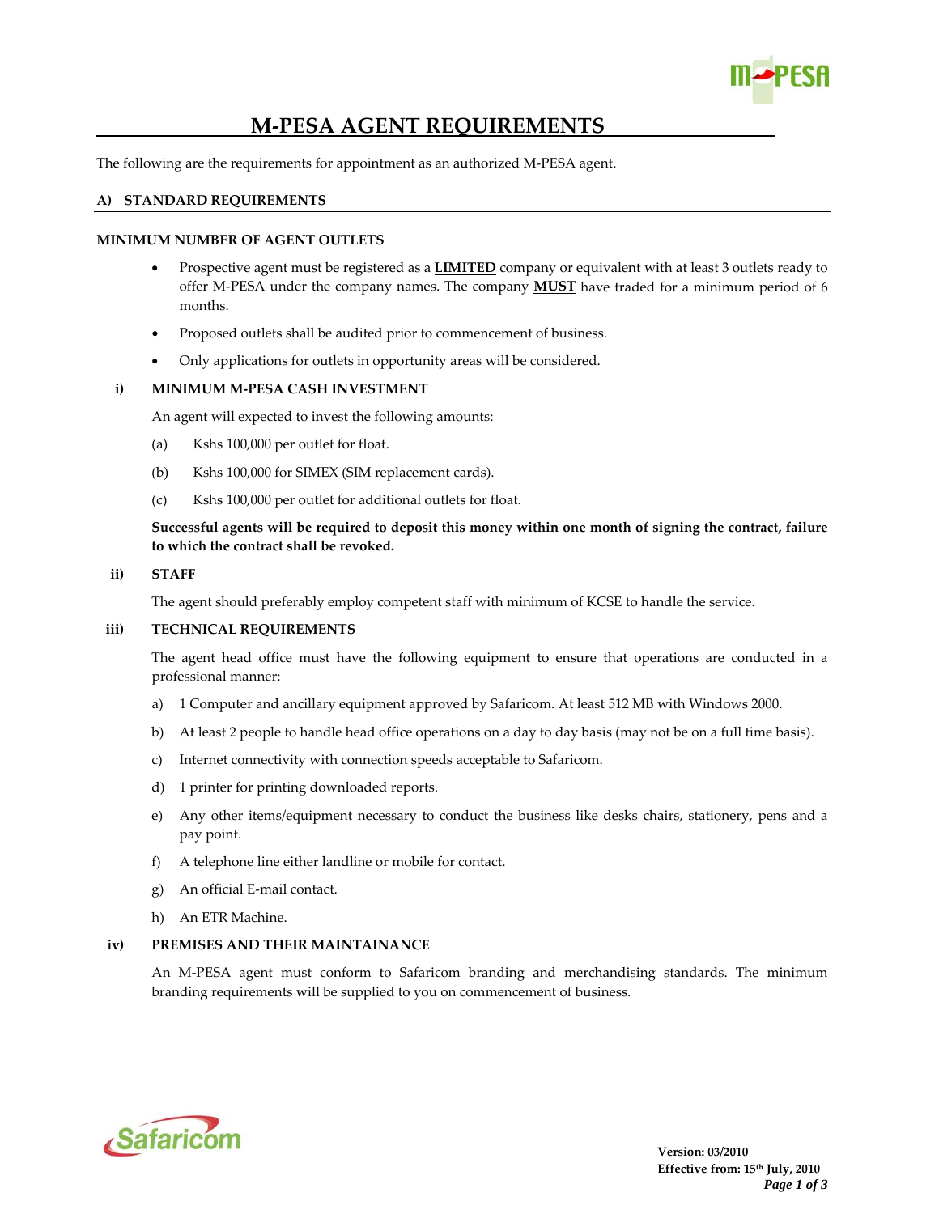# M-PESA AGENT REQUIREMENTS

The following are the requirements for appointment as an authorized M-PESA agent.

## A) STANDARD REQUIREMENTS

### MINIMUM NUMBER OF AGENT OUTLETS

- Prospective agent must be registered as a **LIMITED** company or equivalent with at least 3 outlets ready to offer M-PESA under the company names. The company **MUST** have traded for a minimum period of 6 months.
- Proposed outlets shall be audited prior to commencement of business.
- Only applications for outlets in opportunity areas will be considered.

### i) MINIMUM M-PESA CASH INVESTMENT

An agent will expected to invest the following amounts:

(a) Kshs 100,000 per outlet for float.

(b) Kshs 100,000 for SIMEX (SIM replacement cards).

(c) Kshs 100,000 per outlet for additional outlets for float.

**Successful agents will be required to deposit this money within one month of signing the contract, failure to which the contract shall be revoked.**

### ii) STAFF

The agent should preferably employ competent staff with minimum of KCSE to handle the service.

### iii) TECHNICAL REQUIREMENTS

The agent head office must have the following equipment to ensure that operations are conducted in a professional manner:

a) 1 Computer and ancillary equipment approved by Safaricom. At least 512 MB with Windows 2000.

b) At least 2 people to handle head office operations on a day to day basis (may not be on a full time basis).

c) Internet connectivity with connection speeds acceptable to Safaricom.

d) 1 printer for printing downloaded reports.

e) Any other items/equipment necessary to conduct the business like desks chairs, stationery, pens and a pay point.

f) A telephone line either landline or mobile for contact.

g) An official E-mail contact.

h) An ETR Machine.

### iv) PREMISES AND THEIR MAINTAINANCE

An M-PESA agent must conform to Safaricom branding and merchandising standards. The minimum branding requirements will be supplied to you on commencement of business.

**Version: 03/2010**
**Effective from: 15th July, 2010**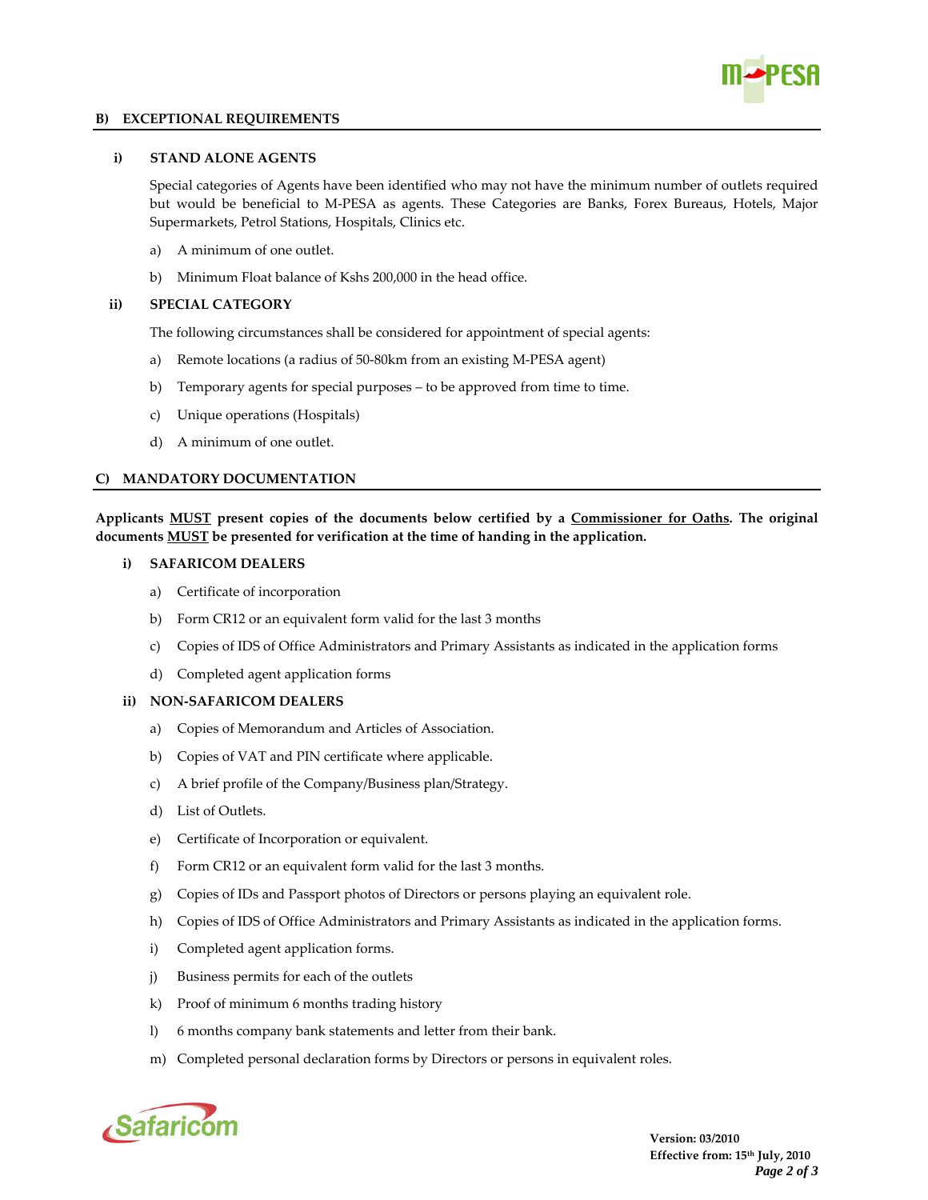## B) EXCEPTIONAL REQUIREMENTS

### i) STAND ALONE AGENTS

Special categories of Agents have been identified who may not have the minimum number of outlets required but would be beneficial to M-PESA as agents. These Categories are Banks, Forex Bureaus, Hotels, Major Supermarkets, Petrol Stations, Hospitals, Clinics etc.

a) A minimum of one outlet.

b) Minimum Float balance of Kshs 200,000 in the head office.

### ii) SPECIAL CATEGORY

The following circumstances shall be considered for appointment of special agents:

a) Remote locations (a radius of 50-80km from an existing M-PESA agent)

b) Temporary agents for special purposes – to be approved from time to time.

c) Unique operations (Hospitals)

d) A minimum of one outlet.

## C) MANDATORY DOCUMENTATION

**Applicants <u>MUST</u> present copies of the documents below certified by a <u>Commissioner for Oaths</u>. The original documents <u>MUST</u> be presented for verification at the time of handing in the application.**

### i) SAFARICOM DEALERS

a) Certificate of incorporation

b) Form CR12 or an equivalent form valid for the last 3 months

c) Copies of IDS of Office Administrators and Primary Assistants as indicated in the application forms

d) Completed agent application forms

### ii) NON-SAFARICOM DEALERS

a) Copies of Memorandum and Articles of Association.

b) Copies of VAT and PIN certificate where applicable.

c) A brief profile of the Company/Business plan/Strategy.

d) List of Outlets.

e) Certificate of Incorporation or equivalent.

f) Form CR12 or an equivalent form valid for the last 3 months.

g) Copies of IDs and Passport photos of Directors or persons playing an equivalent role.

h) Copies of IDS of Office Administrators and Primary Assistants as indicated in the application forms.

i) Completed agent application forms.

j) Business permits for each of the outlets

k) Proof of minimum 6 months trading history

l) 6 months company bank statements and letter from their bank.

m) Completed personal declaration forms by Directors or persons in equivalent roles.

**Version: 03/2010**
**Effective from: 15th July, 2010**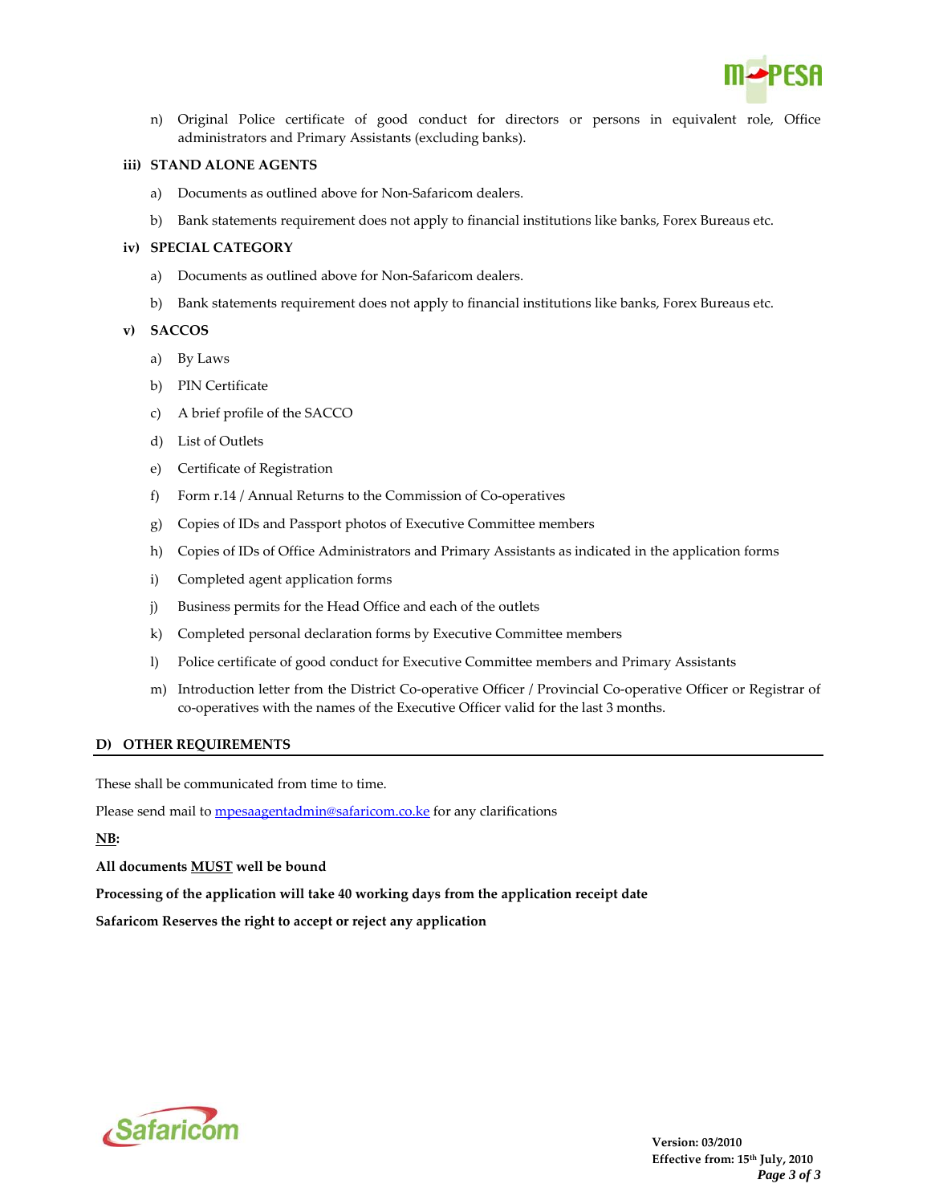n) Original Police certificate of good conduct for directors or persons in equivalent role, Office administrators and Primary Assistants (excluding banks).

**iii) STAND ALONE AGENTS**

a) Documents as outlined above for Non-Safaricom dealers.

b) Bank statements requirement does not apply to financial institutions like banks, Forex Bureaus etc.

**iv) SPECIAL CATEGORY**

a) Documents as outlined above for Non-Safaricom dealers.

b) Bank statements requirement does not apply to financial institutions like banks, Forex Bureaus etc.

**v) SACCOS**

a) By Laws

b) PIN Certificate

c) A brief profile of the SACCO

d) List of Outlets

e) Certificate of Registration

f) Form r.14 / Annual Returns to the Commission of Co-operatives

g) Copies of IDs and Passport photos of Executive Committee members

h) Copies of IDs of Office Administrators and Primary Assistants as indicated in the application forms

i) Completed agent application forms

j) Business permits for the Head Office and each of the outlets

k) Completed personal declaration forms by Executive Committee members

l) Police certificate of good conduct for Executive Committee members and Primary Assistants

m) Introduction letter from the District Co-operative Officer / Provincial Co-operative Officer or Registrar of co-operatives with the names of the Executive Officer valid for the last 3 months.

## D) OTHER REQUIREMENTS

These shall be communicated from time to time.

Please send mail to mpesaagentadmin@safaricom.co.ke for any clarifications

**NB:**

**All documents MUST well be bound**

**Processing of the application will take 40 working days from the application receipt date**

**Safaricom Reserves the right to accept or reject any application**

**Version: 03/2010**
**Effective from: 15th July, 2010**